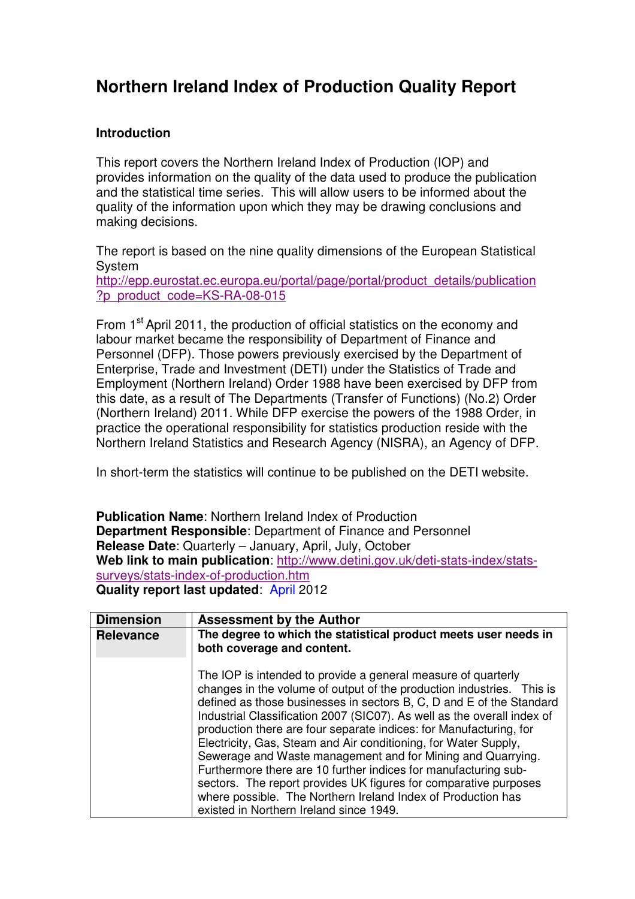# Northern Ireland Index of Production Quality Report

## Introduction

This report covers the Northern Ireland Index of Production (IOP) and provides information on the quality of the data used to produce the publication and the statistical time series. This will allow users to be informed about the quality of the information upon which they may be drawing conclusions and making decisions.

The report is based on the nine quality dimensions of the European Statistical System
[http://epp.eurostat.ec.europa.eu/portal/page/portal/product_details/publication?p_product_code=KS-RA-08-015](http://epp.eurostat.ec.europa.eu/portal/page/portal/product_details/publication?p_product_code=KS-RA-08-015)

From 1st April 2011, the production of official statistics on the economy and labour market became the responsibility of Department of Finance and Personnel (DFP). Those powers previously exercised by the Department of Enterprise, Trade and Investment (DETI) under the Statistics of Trade and Employment (Northern Ireland) Order 1988 have been exercised by DFP from this date, as a result of The Departments (Transfer of Functions) (No.2) Order (Northern Ireland) 2011. While DFP exercise the powers of the 1988 Order, in practice the operational responsibility for statistics production reside with the Northern Ireland Statistics and Research Agency (NISRA), an Agency of DFP.

In short-term the statistics will continue to be published on the DETI website.

**Publication Name**: Northern Ireland Index of Production
**Department Responsible**: Department of Finance and Personnel
**Release Date**: Quarterly – January, April, July, October
**Web link to main publication**: [http://www.detini.gov.uk/deti-stats-index/stats-surveys/stats-index-of-production.htm](http://www.detini.gov.uk/deti-stats-index/stats-surveys/stats-index-of-production.htm)
**Quality report last updated**: April 2012

| Dimension | Assessment by the Author |
|---|---|
| **Relevance** | **The degree to which the statistical product meets user needs in both coverage and content.**<br><br>The IOP is intended to provide a general measure of quarterly changes in the volume of output of the production industries. This is defined as those businesses in sectors B, C, D and E of the Standard Industrial Classification 2007 (SIC07). As well as the overall index of production there are four separate indices: for Manufacturing, for Electricity, Gas, Steam and Air conditioning, for Water Supply, Sewerage and Waste management and for Mining and Quarrying. Furthermore there are 10 further indices for manufacturing sub-sectors. The report provides UK figures for comparative purposes where possible. The Northern Ireland Index of Production has existed in Northern Ireland since 1949. |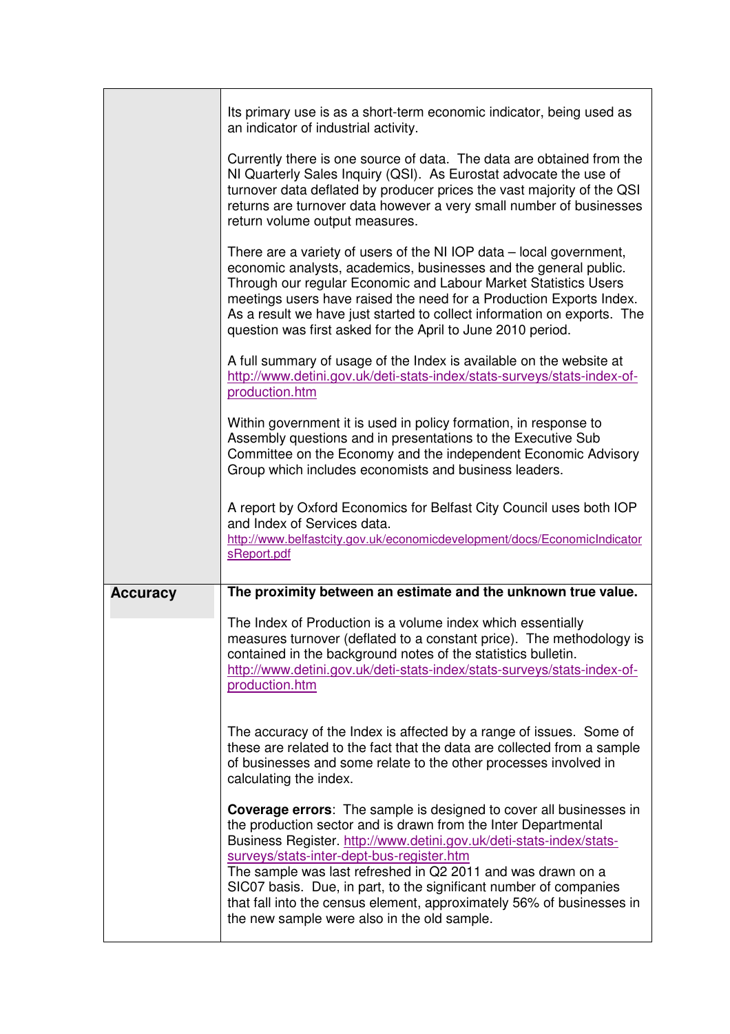| | |
|---|---|
| | Its primary use is as a short-term economic indicator, being used as an indicator of industrial activity.<br><br>Currently there is one source of data. The data are obtained from the NI Quarterly Sales Inquiry (QSI). As Eurostat advocate the use of turnover data deflated by producer prices the vast majority of the QSI returns are turnover data however a very small number of businesses return volume output measures.<br><br>There are a variety of users of the NI IOP data – local government, economic analysts, academics, businesses and the general public. Through our regular Economic and Labour Market Statistics Users meetings users have raised the need for a Production Exports Index. As a result we have just started to collect information on exports. The question was first asked for the April to June 2010 period.<br><br>A full summary of usage of the Index is available on the website at http://www.detini.gov.uk/deti-stats-index/stats-surveys/stats-index-of-production.htm<br><br>Within government it is used in policy formation, in response to Assembly questions and in presentations to the Executive Sub Committee on the Economy and the independent Economic Advisory Group which includes economists and business leaders.<br><br>A report by Oxford Economics for Belfast City Council uses both IOP and Index of Services data. http://www.belfastcity.gov.uk/economicdevelopment/docs/EconomicIndicatorsReport.pdf |
| **Accuracy** | **The proximity between an estimate and the unknown true value.**<br><br>The Index of Production is a volume index which essentially measures turnover (deflated to a constant price). The methodology is contained in the background notes of the statistics bulletin. http://www.detini.gov.uk/deti-stats-index/stats-surveys/stats-index-of-production.htm<br><br>The accuracy of the Index is affected by a range of issues. Some of these are related to the fact that the data are collected from a sample of businesses and some relate to the other processes involved in calculating the index.<br><br>**Coverage errors**: The sample is designed to cover all businesses in the production sector and is drawn from the Inter Departmental Business Register. http://www.detini.gov.uk/deti-stats-index/stats-surveys/stats-inter-dept-bus-register.htm<br>The sample was last refreshed in Q2 2011 and was drawn on a SIC07 basis. Due, in part, to the significant number of companies that fall into the census element, approximately 56% of businesses in the new sample were also in the old sample. |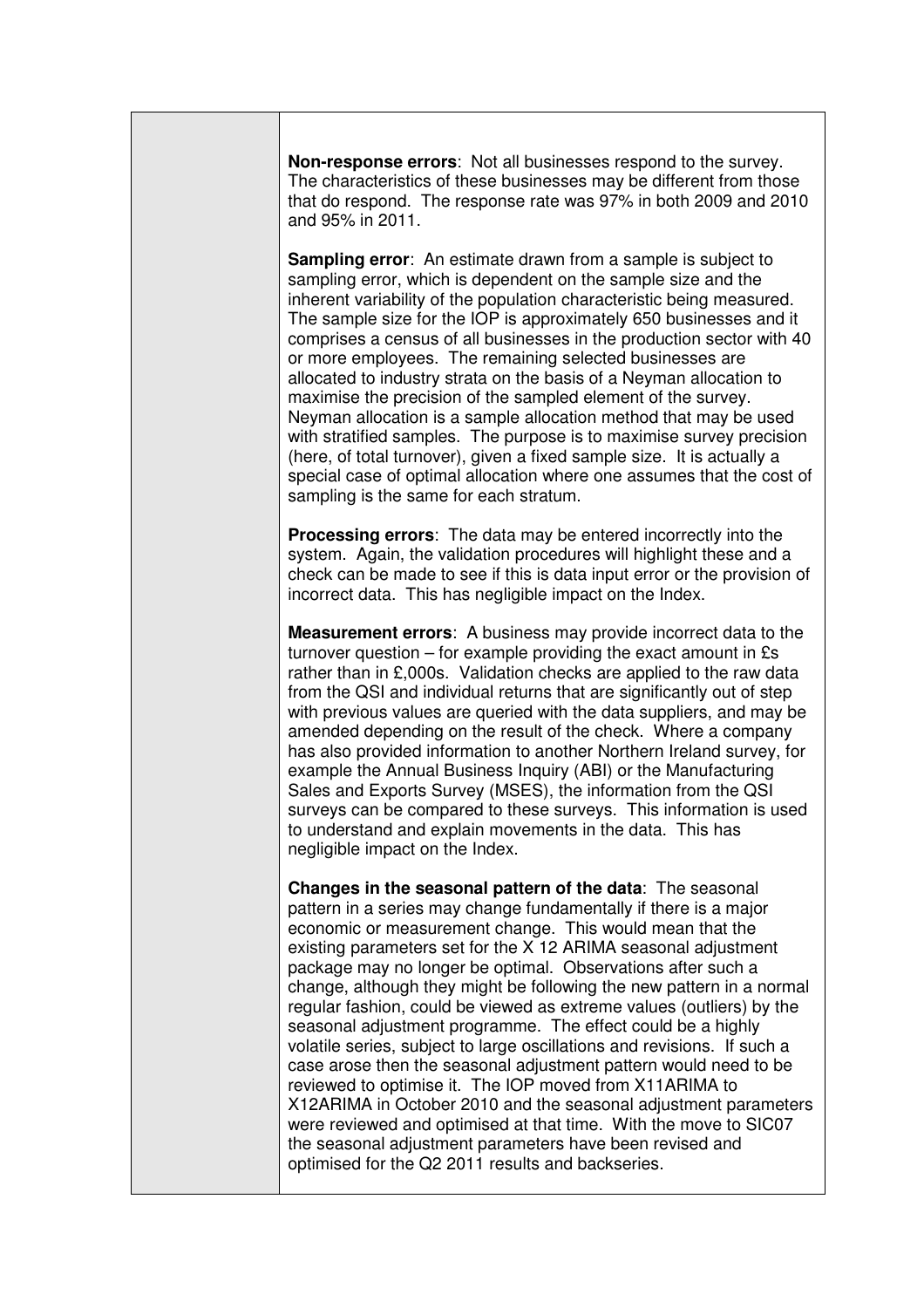**Non-response errors**: Not all businesses respond to the survey. The characteristics of these businesses may be different from those that do respond. The response rate was 97% in both 2009 and 2010 and 95% in 2011.

**Sampling error**: An estimate drawn from a sample is subject to sampling error, which is dependent on the sample size and the inherent variability of the population characteristic being measured. The sample size for the IOP is approximately 650 businesses and it comprises a census of all businesses in the production sector with 40 or more employees. The remaining selected businesses are allocated to industry strata on the basis of a Neyman allocation to maximise the precision of the sampled element of the survey. Neyman allocation is a sample allocation method that may be used with stratified samples. The purpose is to maximise survey precision (here, of total turnover), given a fixed sample size. It is actually a special case of optimal allocation where one assumes that the cost of sampling is the same for each stratum.

**Processing errors**: The data may be entered incorrectly into the system. Again, the validation procedures will highlight these and a check can be made to see if this is data input error or the provision of incorrect data. This has negligible impact on the Index.

**Measurement errors**: A business may provide incorrect data to the turnover question – for example providing the exact amount in £s rather than in £,000s. Validation checks are applied to the raw data from the QSI and individual returns that are significantly out of step with previous values are queried with the data suppliers, and may be amended depending on the result of the check. Where a company has also provided information to another Northern Ireland survey, for example the Annual Business Inquiry (ABI) or the Manufacturing Sales and Exports Survey (MSES), the information from the QSI surveys can be compared to these surveys. This information is used to understand and explain movements in the data. This has negligible impact on the Index.

**Changes in the seasonal pattern of the data**: The seasonal pattern in a series may change fundamentally if there is a major economic or measurement change. This would mean that the existing parameters set for the X 12 ARIMA seasonal adjustment package may no longer be optimal. Observations after such a change, although they might be following the new pattern in a normal regular fashion, could be viewed as extreme values (outliers) by the seasonal adjustment programme. The effect could be a highly volatile series, subject to large oscillations and revisions. If such a case arose then the seasonal adjustment pattern would need to be reviewed to optimise it. The IOP moved from X11ARIMA to X12ARIMA in October 2010 and the seasonal adjustment parameters were reviewed and optimised at that time. With the move to SIC07 the seasonal adjustment parameters have been revised and optimised for the Q2 2011 results and backseries.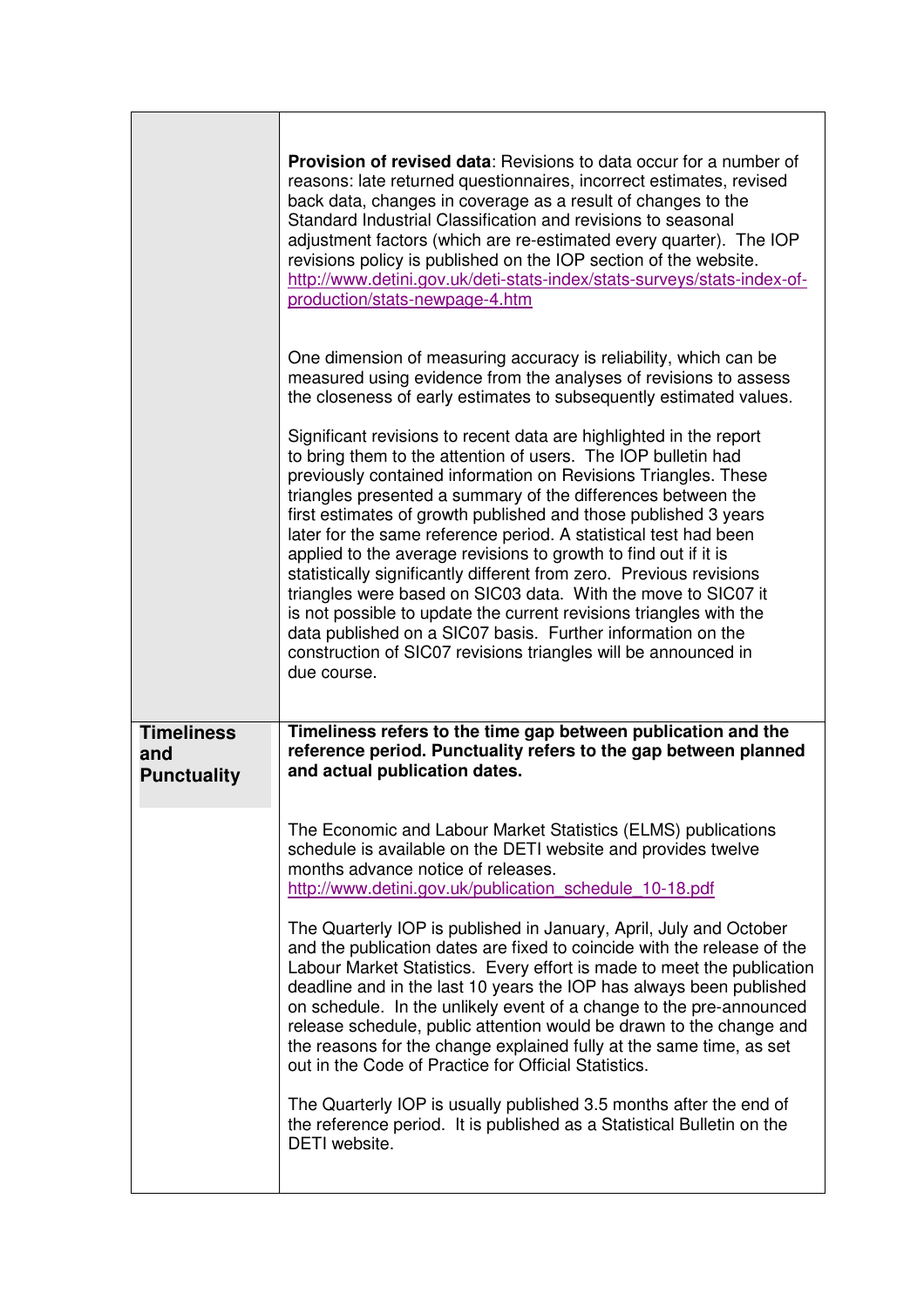| | |
|---|---|
| | **Provision of revised data**: Revisions to data occur for a number of reasons: late returned questionnaires, incorrect estimates, revised back data, changes in coverage as a result of changes to the Standard Industrial Classification and revisions to seasonal adjustment factors (which are re-estimated every quarter). The IOP revisions policy is published on the IOP section of the website. http://www.detini.gov.uk/deti-stats-index/stats-surveys/stats-index-of-production/stats-newpage-4.htm<br><br>One dimension of measuring accuracy is reliability, which can be measured using evidence from the analyses of revisions to assess the closeness of early estimates to subsequently estimated values.<br><br>Significant revisions to recent data are highlighted in the report to bring them to the attention of users. The IOP bulletin had previously contained information on Revisions Triangles. These triangles presented a summary of the differences between the first estimates of growth published and those published 3 years later for the same reference period. A statistical test had been applied to the average revisions to growth to find out if it is statistically significantly different from zero. Previous revisions triangles were based on SIC03 data. With the move to SIC07 it is not possible to update the current revisions triangles with the data published on a SIC07 basis. Further information on the construction of SIC07 revisions triangles will be announced in due course. |
| **Timeliness and Punctuality** | **Timeliness refers to the time gap between publication and the reference period. Punctuality refers to the gap between planned and actual publication dates.**<br><br>The Economic and Labour Market Statistics (ELMS) publications schedule is available on the DETI website and provides twelve months advance notice of releases. http://www.detini.gov.uk/publication_schedule_10-18.pdf<br><br>The Quarterly IOP is published in January, April, July and October and the publication dates are fixed to coincide with the release of the Labour Market Statistics. Every effort is made to meet the publication deadline and in the last 10 years the IOP has always been published on schedule. In the unlikely event of a change to the pre-announced release schedule, public attention would be drawn to the change and the reasons for the change explained fully at the same time, as set out in the Code of Practice for Official Statistics.<br><br>The Quarterly IOP is usually published 3.5 months after the end of the reference period. It is published as a Statistical Bulletin on the DETI website. |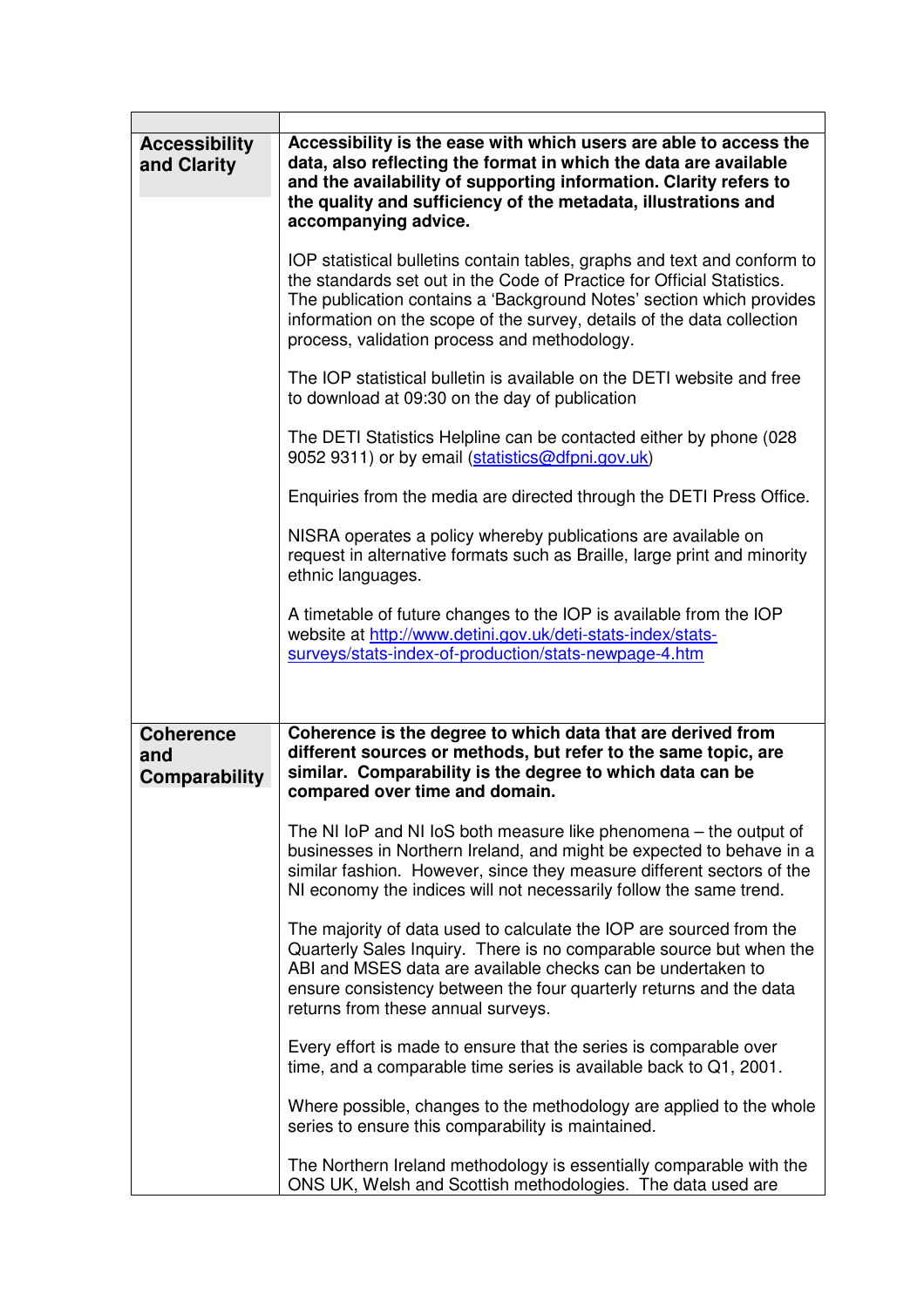| | |
|---|---|
| **Accessibility and Clarity** | **Accessibility is the ease with which users are able to access the data, also reflecting the format in which the data are available and the availability of supporting information. Clarity refers to the quality and sufficiency of the metadata, illustrations and accompanying advice.**<br><br>IOP statistical bulletins contain tables, graphs and text and conform to the standards set out in the Code of Practice for Official Statistics. The publication contains a 'Background Notes' section which provides information on the scope of the survey, details of the data collection process, validation process and methodology.<br><br>The IOP statistical bulletin is available on the DETI website and free to download at 09:30 on the day of publication<br><br>The DETI Statistics Helpline can be contacted either by phone (028 9052 9311) or by email ([statistics@dfpni.gov.uk](mailto:statistics@dfpni.gov.uk))<br><br>Enquiries from the media are directed through the DETI Press Office.<br><br>NISRA operates a policy whereby publications are available on request in alternative formats such as Braille, large print and minority ethnic languages.<br><br>A timetable of future changes to the IOP is available from the IOP website at [http://www.detini.gov.uk/deti-stats-index/stats-surveys/stats-index-of-production/stats-newpage-4.htm](http://www.detini.gov.uk/deti-stats-index/stats-surveys/stats-index-of-production/stats-newpage-4.htm) |
| **Coherence and Comparability** | **Coherence is the degree to which data that are derived from different sources or methods, but refer to the same topic, are similar. Comparability is the degree to which data can be compared over time and domain.**<br><br>The NI IoP and NI IoS both measure like phenomena – the output of businesses in Northern Ireland, and might be expected to behave in a similar fashion. However, since they measure different sectors of the NI economy the indices will not necessarily follow the same trend.<br><br>The majority of data used to calculate the IOP are sourced from the Quarterly Sales Inquiry. There is no comparable source but when the ABI and MSES data are available checks can be undertaken to ensure consistency between the four quarterly returns and the data returns from these annual surveys.<br><br>Every effort is made to ensure that the series is comparable over time, and a comparable time series is available back to Q1, 2001.<br><br>Where possible, changes to the methodology are applied to the whole series to ensure this comparability is maintained.<br><br>The Northern Ireland methodology is essentially comparable with the ONS UK, Welsh and Scottish methodologies. The data used are |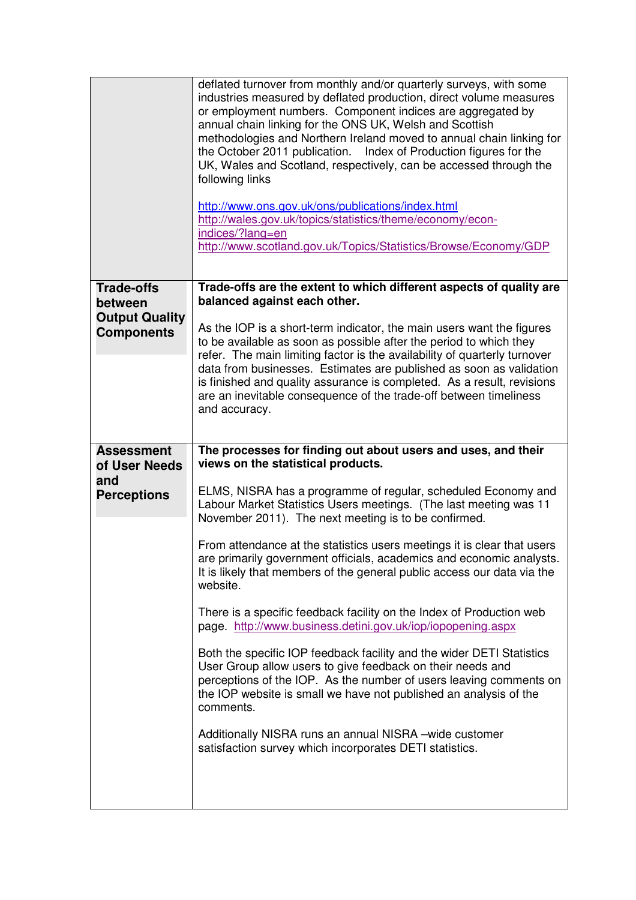| | |
|---|---|
| | deflated turnover from monthly and/or quarterly surveys, with some industries measured by deflated production, direct volume measures or employment numbers. Component indices are aggregated by annual chain linking for the ONS UK, Welsh and Scottish methodologies and Northern Ireland moved to annual chain linking for the October 2011 publication. Index of Production figures for the UK, Wales and Scotland, respectively, can be accessed through the following links<br><br>http://www.ons.gov.uk/ons/publications/index.html<br>http://wales.gov.uk/topics/statistics/theme/economy/econ-indices/?lang=en<br>http://www.scotland.gov.uk/Topics/Statistics/Browse/Economy/GDP |
| **Trade-offs between Output Quality Components** | **Trade-offs are the extent to which different aspects of quality are balanced against each other.**<br><br>As the IOP is a short-term indicator, the main users want the figures to be available as soon as possible after the period to which they refer. The main limiting factor is the availability of quarterly turnover data from businesses. Estimates are published as soon as validation is finished and quality assurance is completed. As a result, revisions are an inevitable consequence of the trade-off between timeliness and accuracy. |
| **Assessment of User Needs and Perceptions** | **The processes for finding out about users and uses, and their views on the statistical products.**<br><br>ELMS, NISRA has a programme of regular, scheduled Economy and Labour Market Statistics Users meetings. (The last meeting was 11 November 2011). The next meeting is to be confirmed.<br><br>From attendance at the statistics users meetings it is clear that users are primarily government officials, academics and economic analysts. It is likely that members of the general public access our data via the website.<br><br>There is a specific feedback facility on the Index of Production web page. http://www.business.detini.gov.uk/iop/iopopening.aspx<br><br>Both the specific IOP feedback facility and the wider DETI Statistics User Group allow users to give feedback on their needs and perceptions of the IOP. As the number of users leaving comments on the IOP website is small we have not published an analysis of the comments.<br><br>Additionally NISRA runs an annual NISRA –wide customer satisfaction survey which incorporates DETI statistics. |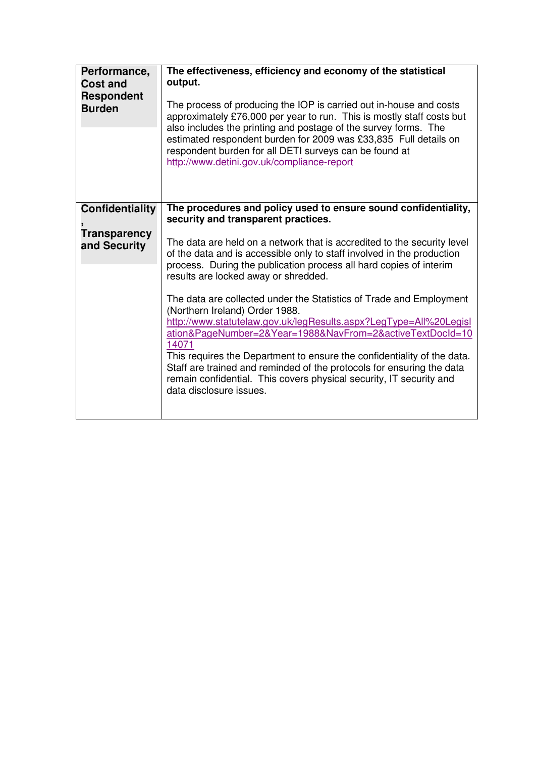| | |
|---|---|
| **Performance, Cost and Respondent Burden** | **The effectiveness, efficiency and economy of the statistical output.**<br><br>The process of producing the IOP is carried out in-house and costs approximately £76,000 per year to run. This is mostly staff costs but also includes the printing and postage of the survey forms. The estimated respondent burden for 2009 was £33,835 Full details on respondent burden for all DETI surveys can be found at http://www.detini.gov.uk/compliance-report |
| **Confidentiality, Transparency and Security** | **The procedures and policy used to ensure sound confidentiality, security and transparent practices.**<br><br>The data are held on a network that is accredited to the security level of the data and is accessible only to staff involved in the production process. During the publication process all hard copies of interim results are locked away or shredded.<br><br>The data are collected under the Statistics of Trade and Employment (Northern Ireland) Order 1988. http://www.statutelaw.gov.uk/legResults.aspx?LegType=All%20Legislation&PageNumber=2&Year=1988&NavFrom=2&activeTextDocId=1014071<br>This requires the Department to ensure the confidentiality of the data. Staff are trained and reminded of the protocols for ensuring the data remain confidential. This covers physical security, IT security and data disclosure issues. |